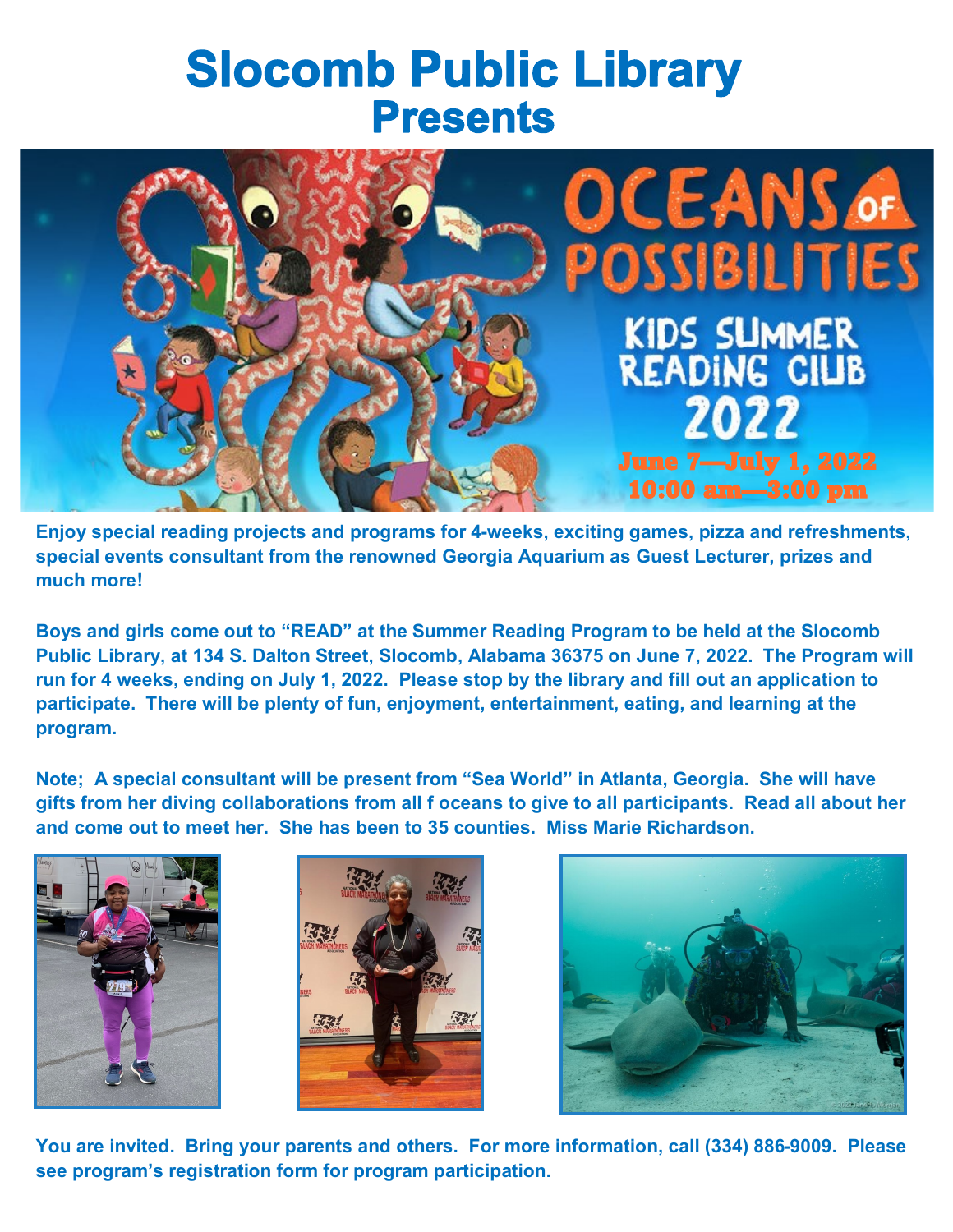# Slocomb Public Library
## Presents

OCEANS OF POSSIBILITIES

KIDS SUMMER READING CLUB 2022

June 7—July 1, 2022
10:00 am—3:00 pm

**Enjoy special reading projects and programs for 4-weeks, exciting games, pizza and refreshments, special events consultant from the renowned Georgia Aquarium as Guest Lecturer, prizes and much more!**

**Boys and girls come out to "READ" at the Summer Reading Program to be held at the Slocomb Public Library, at 134 S. Dalton Street, Slocomb, Alabama 36375 on June 7, 2022. The Program will run for 4 weeks, ending on July 1, 2022. Please stop by the library and fill out an application to participate. There will be plenty of fun, enjoyment, entertainment, eating, and learning at the program.**

**Note; A special consultant will be present from "Sea World" in Atlanta, Georgia. She will have gifts from her diving collaborations from all f oceans to give to all participants. Read all about her and come out to meet her. She has been to 35 counties. Miss Marie Richardson.**

**You are invited. Bring your parents and others. For more information, call (334) 886-9009. Please see program's registration form for program participation.**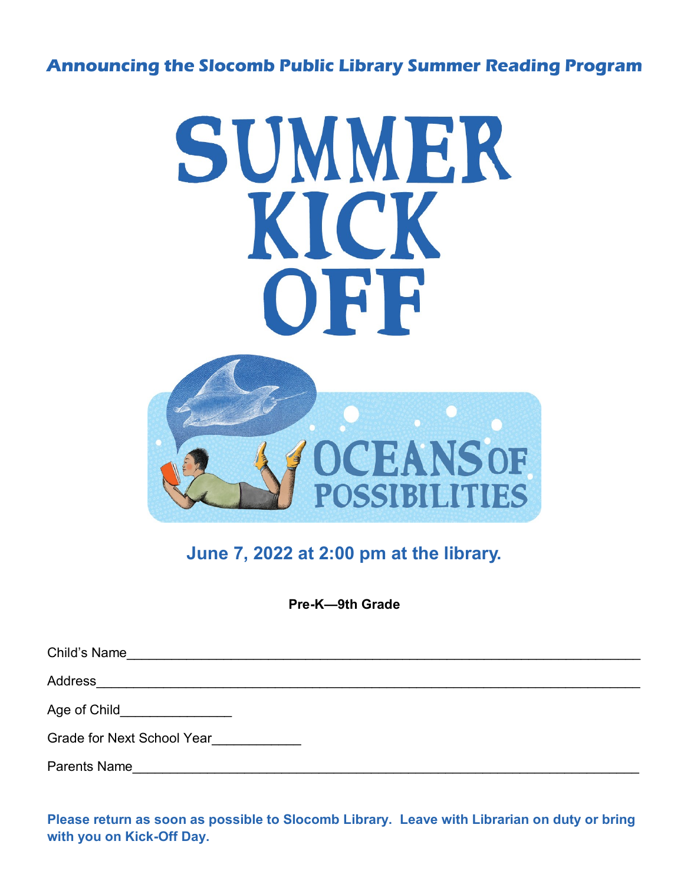**Announcing the Slocomb Public Library Summer Reading Program**

# SUMMER KICK OFF

## OCEANS OF POSSIBILITIES

**June 7, 2022 at 2:00 pm at the library.**

**Pre-K—9th Grade**

Child's Name______________________________________________________________

Address__________________________________________________________________

Age of Child_______________

Grade for Next School Year____________

Parents Name_____________________________________________________________

**Please return as soon as possible to Slocomb Library. Leave with Librarian on duty or bring with you on Kick-Off Day.**